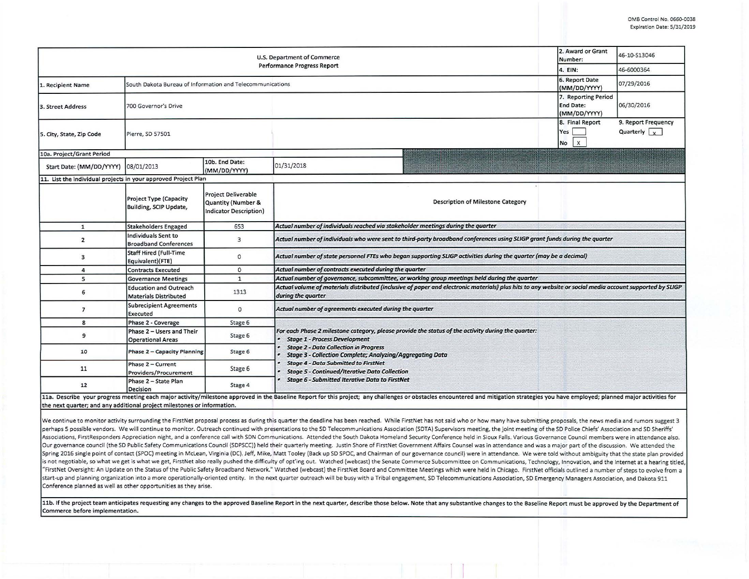OMB Control No. 0660-0038
Expiration Date: 5/31/2019

| U.S. Department of Commerce<br>Performance Progress Report | | 2. Award or Grant Number: | 46-10-S13046 |
|---|---|---|---|
| | | 4. EIN: | 46-6000364 |
| 1. Recipient Name | South Dakota Bureau of Information and Telecommunications | 6. Report Date (MM/DD/YYYY) | 07/29/2016 |
| 3. Street Address | 700 Governor's Drive | 7. Reporting Period End Date: (MM/DD/YYYY) | 06/30/2016 |
| 5. City, State, Zip Code | Pierre, SD 57501 | 8. Final Report<br>Yes [ ]<br>No [X] | 9. Report Frequency<br>Quarterly [X] |

**10a. Project/Grant Period**

| Start Date: (MM/DD/YYYY) | 08/01/2013 | 10b. End Date: (MM/DD/YYYY) | 01/31/2018 |
|---|---|---|---|

**11. List the individual projects in your approved Project Plan**

| | Project Type (Capacity Building, SCIP Update, | Project Deliverable Quantity (Number & Indicator Description) | Description of Milestone Category |
|---|---|---|---|
| 1 | Stakeholders Engaged | 653 | *Actual number of individuals reached via stakeholder meetings during the quarter* |
| 2 | Individuals Sent to Broadband Conferences | 3 | *Actual number of individuals who were sent to third-party broadband conferences using SLIGP grant funds during the quarter* |
| 3 | Staff Hired (Full-Time Equivalent)(FTE) | 0 | *Actual number of state personnel FTEs who began supporting SLIGP activities during the quarter (may be a decimal)* |
| 4 | Contracts Executed | 0 | *Actual number of contracts executed during the quarter* |
| 5 | Governance Meetings | 1 | *Actual number of governance, subcommittee, or working group meetings held during the quarter* |
| 6 | Education and Outreach Materials Distributed | 1313 | *Actual volume of materials distributed (inclusive of paper and electronic materials) plus hits to any website or social media account supported by SLIGP during the quarter* |
| 7 | Subrecipient Agreements Executed | 0 | *Actual number of agreements executed during the quarter* |
| 8 | Phase 2 - Coverage | Stage 6 | *For each Phase 2 milestone category, please provide the status of the activity during the quarter:*<br>• *Stage 1 - Process Development*<br>• *Stage 2 - Data Collection in Progress*<br>• *Stage 3 - Collection Complete; Analyzing/Aggregating Data*<br>• *Stage 4 - Data Submitted to FirstNet*<br>• *Stage 5 - Continued/Iterative Data Collection*<br>• *Stage 6 - Submitted Iterative Data to FirstNet* |
| 9 | Phase 2 – Users and Their Operational Areas | Stage 6 | |
| 10 | Phase 2 – Capacity Planning | Stage 6 | |
| 11 | Phase 2 – Current Providers/Procurement | Stage 6 | |
| 12 | Phase 2 – State Plan Decision | Stage 4 | |

**11a. Describe your progress meeting each major activity/milestone approved in the Baseline Report for this project; any challenges or obstacles encountered and mitigation strategies you have employed; planned major activities for the next quarter; and any additional project milestones or information.**

We continue to monitor activity surrounding the FirstNet proposal process as during this quarter the deadline has been reached. While FirstNet has not said who or how many have submitting proposals, the news media and rumors suggest 3 perhaps 5 possible vendors. We will continue to monitor. Outreach continued with presentations to the SD Telecommunications Association (SDTA) Supervisors meeting, the joint meeting of the SD Police Chiefs' Association and SD Sheriffs' Associations, FirstResponders Appreciation night, and a conference call with SDN Communications. Attended the South Dakota Homeland Security Conference held in Sioux Falls. Various Governance Council members were in attendance also. Our governance council (the SD Public Safety Communications Council (SDPSCC)) held their quarterly meeting. Justin Shore of FirstNet Government Affairs Counsel was in attendance and was a major part of the discussion. We attended the Spring 2016 single point of contact (SPOC) meeting in McLean, Virginia (DC). Jeff, Mike, Matt Tooley (Back up SD SPOC, and Chairman of our governance council) were in attendance. We were told without ambiguity that the state plan provided is not negotiable, so what we get is what we get, FirstNet also really pushed the difficulty of opt'ing out. Watched (webcast) the Senate Commerce Subcommittee on Communications, Technology, Innovation, and the Internet at a hearing titled, "FirstNet Oversight: An Update on the Status of the Public Safety Broadband Network." Watched (webcast) the FirstNet Board and Committee Meetings which were held in Chicago. FirstNet officials outlined a number of steps to evolve from a start-up and planning organization into a more operationally-oriented entity. In the next quarter outreach will be busy with a Tribal engagement, SD Telecommunications Association, SD Emergency Managers Association, and Dakota 911 Conference planned as well as other opportunities as they arise.

**11b. If the project team anticipates requesting any changes to the approved Baseline Report in the next quarter, describe those below. Note that any substantive changes to the Baseline Report must be approved by the Department of Commerce before implementation.**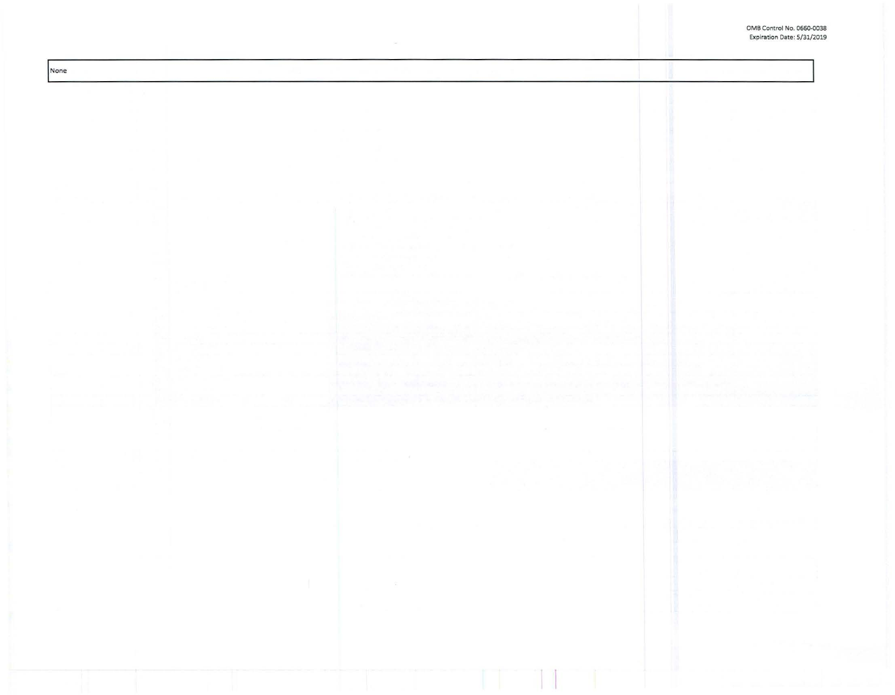| None |
|---|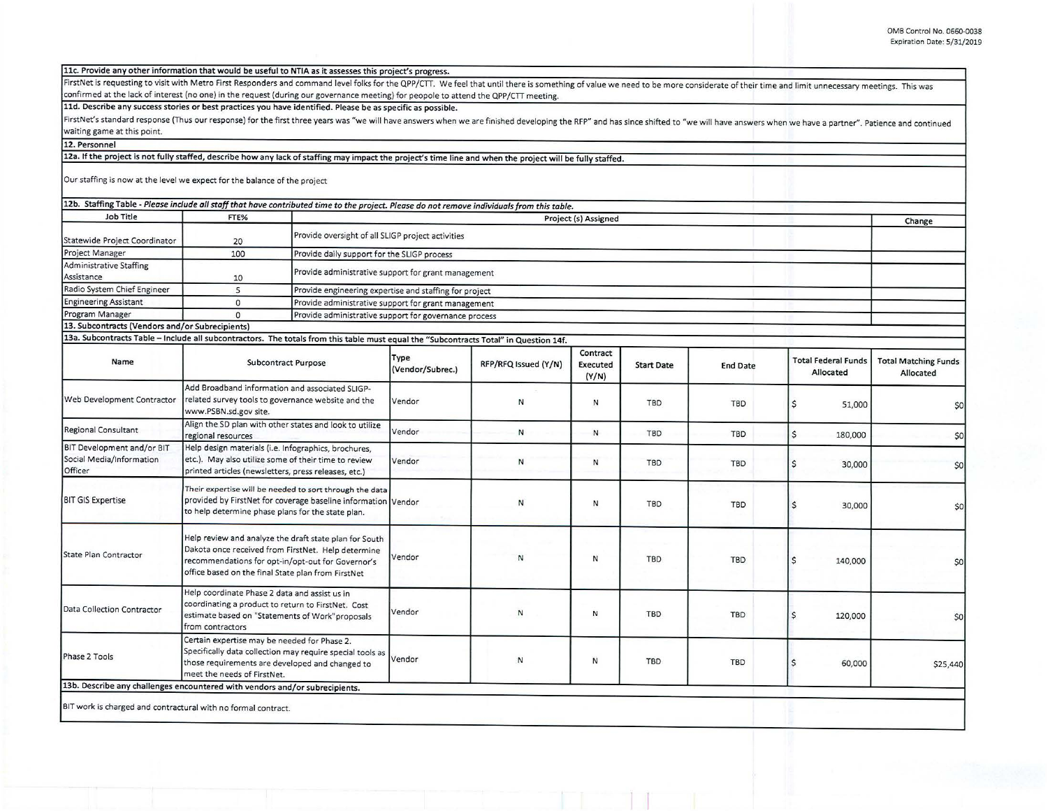**11c. Provide any other information that would be useful to NTIA as it assesses this project's progress.**

FirstNet is requesting to visit with Metro First Responders and command level folks for the QPP/CTT. We feel that until there is something of value we need to be more considerate of their time and limit unnecessary meetings. This was confirmed at the lack of interest (no one) in the request (during our governance meeting) for peopole to attend the QPP/CTT meeting.

**11d. Describe any success stories or best practices you have identified. Please be as specific as possible.**

FirstNet's standard response (Thus our response) for the first three years was "we will have answers when we are finished developing the RFP" and has since shifted to "we will have answers when we have a partner". Patience and continued waiting game at this point.

**12. Personnel**

**12a. If the project is not fully staffed, describe how any lack of staffing may impact the project's time line and when the project will be fully staffed.**

Our staffing is now at the level we expect for the balance of the project

**12b. Staffing Table** - *Please include all staff that have contributed time to the project. Please do not remove individuals from this table.*

| Job Title | FTE% | Project (s) Assigned | Change |
|---|---|---|---|
| Statewide Project Coordinator | 20 | Provide oversight of all SLIGP project activities | |
| Project Manager | 100 | Provide daily support for the SLIGP process | |
| Administrative Staffing Assistance | 10 | Provide administrative support for grant management | |
| Radio System Chief Engineer | 5 | Provide engineering expertise and staffing for project | |
| Engineering Assistant | 0 | Provide administrative support for grant management | |
| Program Manager | 0 | Provide administrative support for governance process | |

**13. Subcontracts (Vendors and/or Subrecipients)**

**13a. Subcontracts Table** – Include all subcontractors. The totals from this table must equal the "Subcontracts Total" in Question 14f.

| Name | Subcontract Purpose | Type (Vendor/Subrec.) | RFP/RFQ Issued (Y/N) | Contract Executed (Y/N) | Start Date | End Date | Total Federal Funds Allocated | Total Matching Funds Allocated |
|---|---|---|---|---|---|---|---|---|
| Web Development Contractor | Add Broadband information and associated SLIGP-related survey tools to governance website and the www.PSBN.sd.gov site. | Vendor | N | N | TBD | TBD | $ 51,000 | $0 |
| Regional Consultant | Align the SD plan with other states and look to utilize regional resources | Vendor | N | N | TBD | TBD | $ 180,000 | $0 |
| BIT Development and/or BIT Social Media/Information Officer | Help design materials (i.e. Infographics, brochures, etc.). May also utilize some of their time to review printed articles (newsletters, press releases, etc.) | Vendor | N | N | TBD | TBD | $ 30,000 | $0 |
| BIT GIS Expertise | Their expertise will be needed to sort through the data provided by FirstNet for coverage baseline information to help determine phase plans for the state plan. | Vendor | N | N | TBD | TBD | $ 30,000 | $0 |
| State Plan Contractor | Help review and analyze the draft state plan for South Dakota once received from FirstNet. Help determine recommendations for opt-in/opt-out for Governor's office based on the final State plan from FirstNet | Vendor | N | N | TBD | TBD | $ 140,000 | $0 |
| Data Collection Contractor | Help coordinate Phase 2 data and assist us in coordinating a product to return to FirstNet. Cost estimate based on "Statements of Work"proposals from contractors | Vendor | N | N | TBD | TBD | $ 120,000 | $0 |
| Phase 2 Tools | Certain expertise may be needed for Phase 2. Specifically data collection may require special tools as those requirements are developed and changed to meet the needs of FirstNet. | Vendor | N | N | TBD | TBD | $ 60,000 | $25,440 |

**13b. Describe any challenges encountered with vendors and/or subrecipients.**

BIT work is charged and contractural with no formal contract.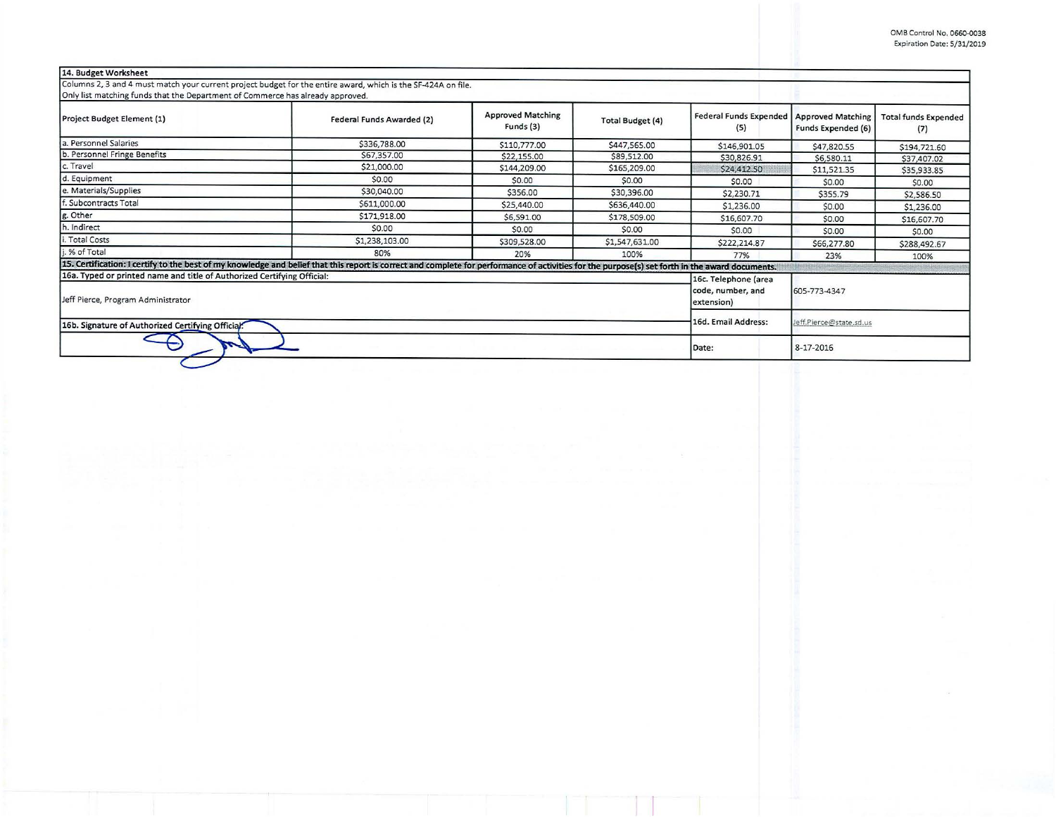OMB Control No. 0660-0038
Expiration Date: 5/31/2019

**14. Budget Worksheet**

Columns 2, 3 and 4 must match your current project budget for the entire award, which is the SF-424A on file.
Only list matching funds that the Department of Commerce has already approved.

| Project Budget Element (1) | Federal Funds Awarded (2) | Approved Matching Funds (3) | Total Budget (4) | Federal Funds Expended (5) | Approved Matching Funds Expended (6) | Total funds Expended (7) |
|---|---|---|---|---|---|---|
| a. Personnel Salaries | $336,788.00 | $110,777.00 | $447,565.00 | $146,901.05 | $47,820.55 | $194,721.60 |
| b. Personnel Fringe Benefits | $67,357.00 | $22,155.00 | $89,512.00 | $30,826.91 | $6,580.11 | $37,407.02 |
| c. Travel | $21,000.00 | $144,209.00 | $165,209.00 | $24,412.50 | $11,521.35 | $35,933.85 |
| d. Equipment | $0.00 | $0.00 | $0.00 | $0.00 | $0.00 | $0.00 |
| e. Materials/Supplies | $30,040.00 | $356.00 | $30,396.00 | $2,230.71 | $355.79 | $2,586.50 |
| f. Subcontracts Total | $611,000.00 | $25,440.00 | $636,440.00 | $1,236.00 | $0.00 | $1,236.00 |
| g. Other | $171,918.00 | $6,591.00 | $178,509.00 | $16,607.70 | $0.00 | $16,607.70 |
| h. Indirect | $0.00 | $0.00 | $0.00 | $0.00 | $0.00 | $0.00 |
| i. Total Costs | $1,238,103.00 | $309,528.00 | $1,547,631.00 | $222,214.87 | $66,277.80 | $288,492.67 |
| j. % of Total | 80% | 20% | 100% | 77% | 23% | 100% |

**15. Certification: I certify to the best of my knowledge and belief that this report is correct and complete for performance of activities for the purpose(s) set forth in the award documents.**

| | | | |
|---|---|---|---|
| 16a. Typed or printed name and title of Authorized Certifying Official: Jeff Pierce, Program Administrator | | 16c. Telephone (area code, number, and extension) | 605-773-4347 |
| 16b. Signature of Authorized Certifying Official: | | 16d. Email Address: | Jeff.Pierce@state.sd.us |
| | | Date: | 8-17-2016 |